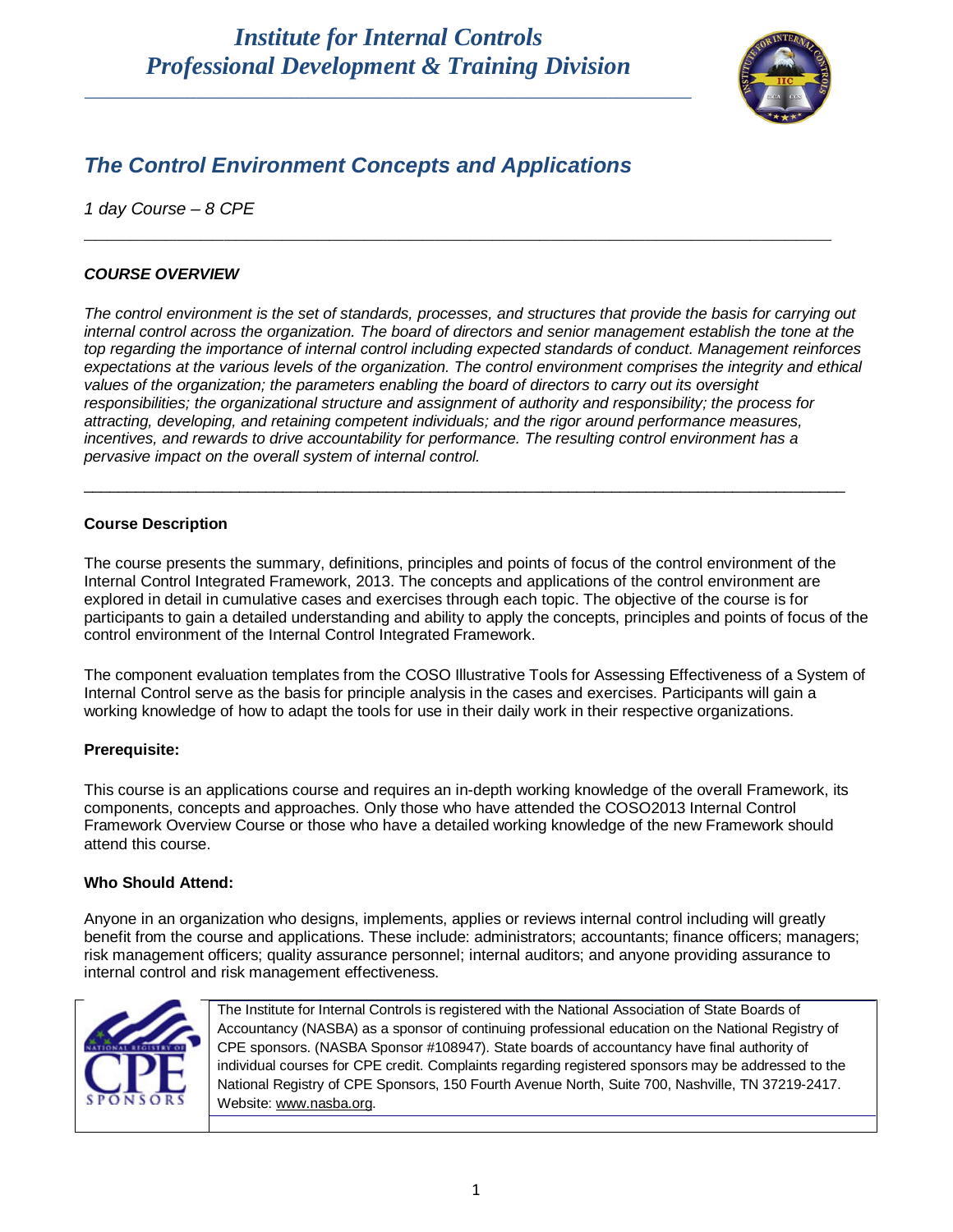# *Institute for Internal Controls*
# *Professional Development & Training Division*

## *The Control Environment Concepts and Applications*

*1 day Course – 8 CPE*

### *COURSE OVERVIEW*

*The control environment is the set of standards, processes, and structures that provide the basis for carrying out internal control across the organization. The board of directors and senior management establish the tone at the top regarding the importance of internal control including expected standards of conduct. Management reinforces expectations at the various levels of the organization. The control environment comprises the integrity and ethical values of the organization; the parameters enabling the board of directors to carry out its oversight responsibilities; the organizational structure and assignment of authority and responsibility; the process for attracting, developing, and retaining competent individuals; and the rigor around performance measures, incentives, and rewards to drive accountability for performance. The resulting control environment has a pervasive impact on the overall system of internal control.*

### Course Description

The course presents the summary, definitions, principles and points of focus of the control environment of the Internal Control Integrated Framework, 2013. The concepts and applications of the control environment are explored in detail in cumulative cases and exercises through each topic. The objective of the course is for participants to gain a detailed understanding and ability to apply the concepts, principles and points of focus of the control environment of the Internal Control Integrated Framework.

The component evaluation templates from the COSO Illustrative Tools for Assessing Effectiveness of a System of Internal Control serve as the basis for principle analysis in the cases and exercises. Participants will gain a working knowledge of how to adapt the tools for use in their daily work in their respective organizations.

### Prerequisite:

This course is an applications course and requires an in-depth working knowledge of the overall Framework, its components, concepts and approaches. Only those who have attended the COSO2013 Internal Control Framework Overview Course or those who have a detailed working knowledge of the new Framework should attend this course.

### Who Should Attend:

Anyone in an organization who designs, implements, applies or reviews internal control including will greatly benefit from the course and applications. These include: administrators; accountants; finance officers; managers; risk management officers; quality assurance personnel; internal auditors; and anyone providing assurance to internal control and risk management effectiveness.

The Institute for Internal Controls is registered with the National Association of State Boards of Accountancy (NASBA) as a sponsor of continuing professional education on the National Registry of CPE sponsors. (NASBA Sponsor #108947). State boards of accountancy have final authority of individual courses for CPE credit. Complaints regarding registered sponsors may be addressed to the National Registry of CPE Sponsors, 150 Fourth Avenue North, Suite 700, Nashville, TN 37219-2417. Website: www.nasba.org.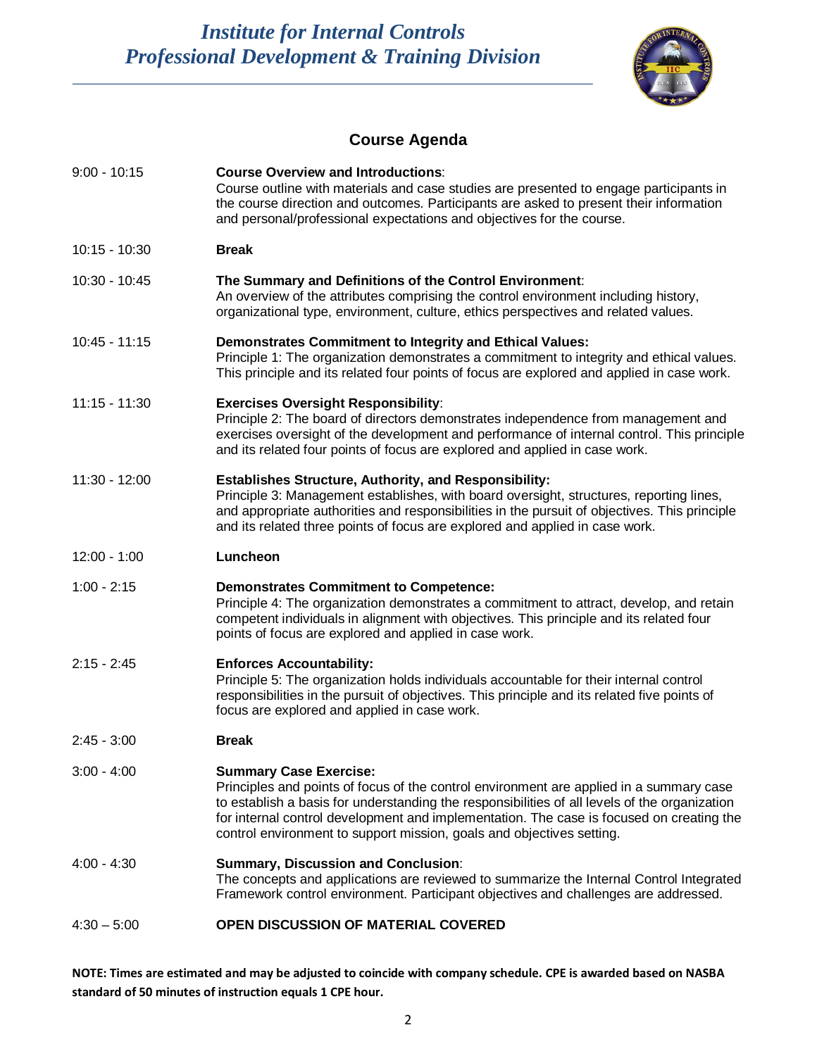# Institute for Internal Controls
## Professional Development & Training Division

### Course Agenda

| | |
|---|---|
| 9:00 - 10:15 | **Course Overview and Introductions**: Course outline with materials and case studies are presented to engage participants in the course direction and outcomes. Participants are asked to present their information and personal/professional expectations and objectives for the course. |
| 10:15 - 10:30 | **Break** |
| 10:30 - 10:45 | **The Summary and Definitions of the Control Environment**: An overview of the attributes comprising the control environment including history, organizational type, environment, culture, ethics perspectives and related values. |
| 10:45 - 11:15 | **Demonstrates Commitment to Integrity and Ethical Values:** Principle 1: The organization demonstrates a commitment to integrity and ethical values. This principle and its related four points of focus are explored and applied in case work. |
| 11:15 - 11:30 | **Exercises Oversight Responsibility**: Principle 2: The board of directors demonstrates independence from management and exercises oversight of the development and performance of internal control. This principle and its related four points of focus are explored and applied in case work. |
| 11:30 - 12:00 | **Establishes Structure, Authority, and Responsibility:** Principle 3: Management establishes, with board oversight, structures, reporting lines, and appropriate authorities and responsibilities in the pursuit of objectives. This principle and its related three points of focus are explored and applied in case work. |
| 12:00 - 1:00 | **Luncheon** |
| 1:00 - 2:15 | **Demonstrates Commitment to Competence:** Principle 4: The organization demonstrates a commitment to attract, develop, and retain competent individuals in alignment with objectives. This principle and its related four points of focus are explored and applied in case work. |
| 2:15 - 2:45 | **Enforces Accountability:** Principle 5: The organization holds individuals accountable for their internal control responsibilities in the pursuit of objectives. This principle and its related five points of focus are explored and applied in case work. |
| 2:45 - 3:00 | **Break** |
| 3:00 - 4:00 | **Summary Case Exercise:** Principles and points of focus of the control environment are applied in a summary case to establish a basis for understanding the responsibilities of all levels of the organization for internal control development and implementation. The case is focused on creating the control environment to support mission, goals and objectives setting. |
| 4:00 - 4:30 | **Summary, Discussion and Conclusion**: The concepts and applications are reviewed to summarize the Internal Control Integrated Framework control environment. Participant objectives and challenges are addressed. |
| 4:30 – 5:00 | **OPEN DISCUSSION OF MATERIAL COVERED** |

**NOTE: Times are estimated and may be adjusted to coincide with company schedule. CPE is awarded based on NASBA standard of 50 minutes of instruction equals 1 CPE hour.**